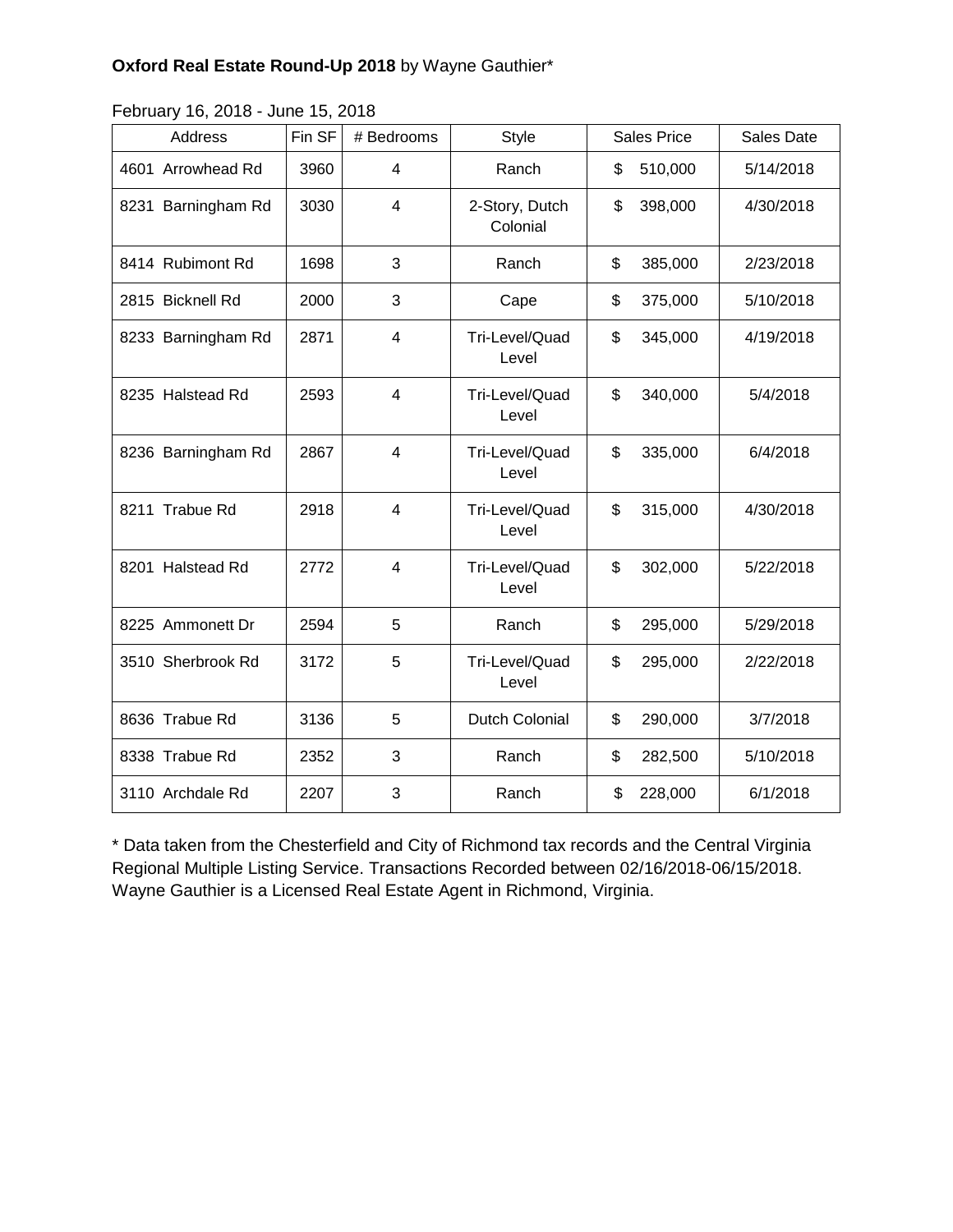**Oxford Real Estate Round-Up 2018** by Wayne Gauthier*

February 16, 2018 - June 15, 2018

| Address | Fin SF | # Bedrooms | Style | Sales Price | Sales Date |
|---|---|---|---|---|---|
| 4601 Arrowhead Rd | 3960 | 4 | Ranch | $ 510,000 | 5/14/2018 |
| 8231 Barningham Rd | 3030 | 4 | 2-Story, Dutch Colonial | $ 398,000 | 4/30/2018 |
| 8414 Rubimont Rd | 1698 | 3 | Ranch | $ 385,000 | 2/23/2018 |
| 2815 Bicknell Rd | 2000 | 3 | Cape | $ 375,000 | 5/10/2018 |
| 8233 Barningham Rd | 2871 | 4 | Tri-Level/Quad Level | $ 345,000 | 4/19/2018 |
| 8235 Halstead Rd | 2593 | 4 | Tri-Level/Quad Level | $ 340,000 | 5/4/2018 |
| 8236 Barningham Rd | 2867 | 4 | Tri-Level/Quad Level | $ 335,000 | 6/4/2018 |
| 8211 Trabue Rd | 2918 | 4 | Tri-Level/Quad Level | $ 315,000 | 4/30/2018 |
| 8201 Halstead Rd | 2772 | 4 | Tri-Level/Quad Level | $ 302,000 | 5/22/2018 |
| 8225 Ammonett Dr | 2594 | 5 | Ranch | $ 295,000 | 5/29/2018 |
| 3510 Sherbrook Rd | 3172 | 5 | Tri-Level/Quad Level | $ 295,000 | 2/22/2018 |
| 8636 Trabue Rd | 3136 | 5 | Dutch Colonial | $ 290,000 | 3/7/2018 |
| 8338 Trabue Rd | 2352 | 3 | Ranch | $ 282,500 | 5/10/2018 |
| 3110 Archdale Rd | 2207 | 3 | Ranch | $ 228,000 | 6/1/2018 |

* Data taken from the Chesterfield and City of Richmond tax records and the Central Virginia Regional Multiple Listing Service. Transactions Recorded between 02/16/2018-06/15/2018. Wayne Gauthier is a Licensed Real Estate Agent in Richmond, Virginia.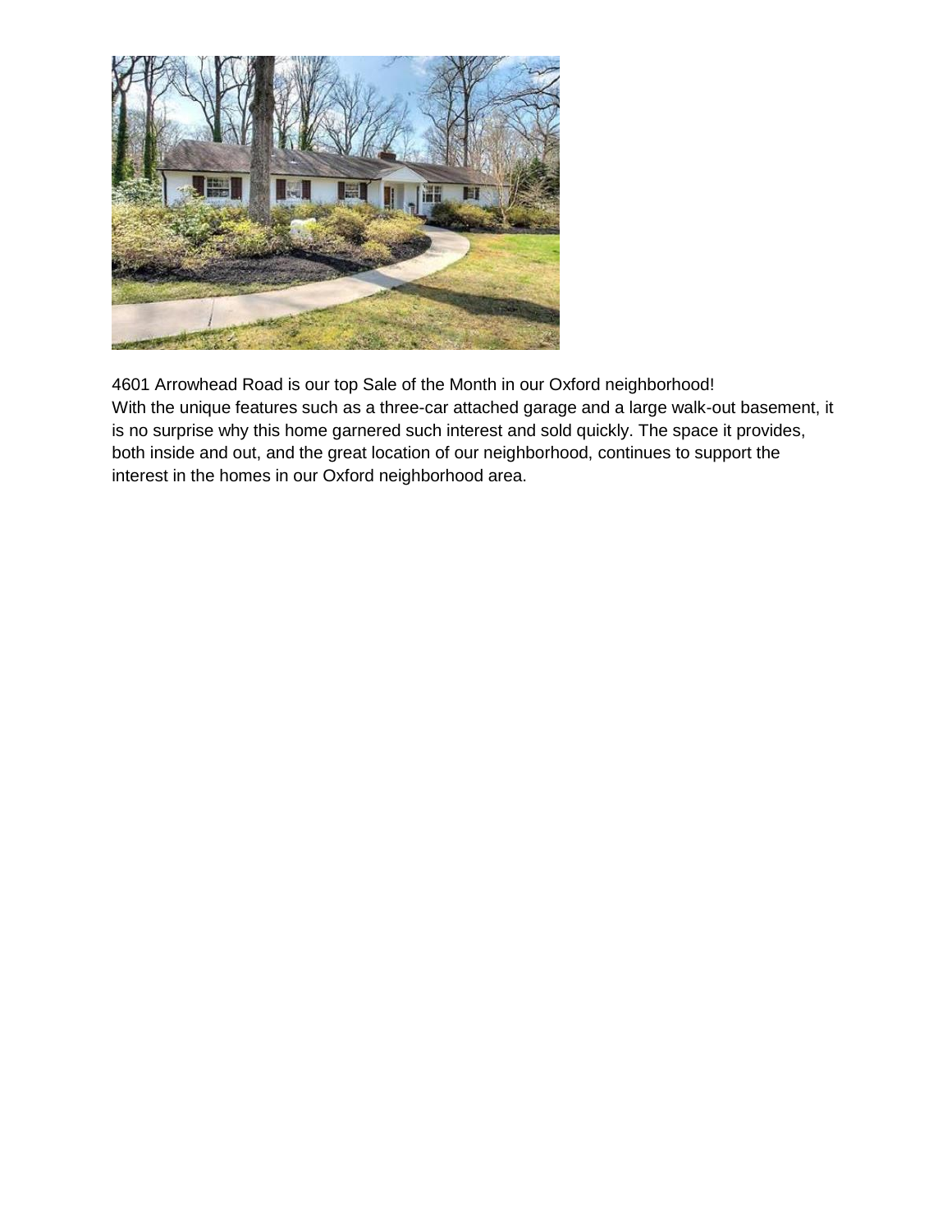4601 Arrowhead Road is our top Sale of the Month in our Oxford neighborhood!
With the unique features such as a three-car attached garage and a large walk-out basement, it is no surprise why this home garnered such interest and sold quickly. The space it provides, both inside and out, and the great location of our neighborhood, continues to support the interest in the homes in our Oxford neighborhood area.